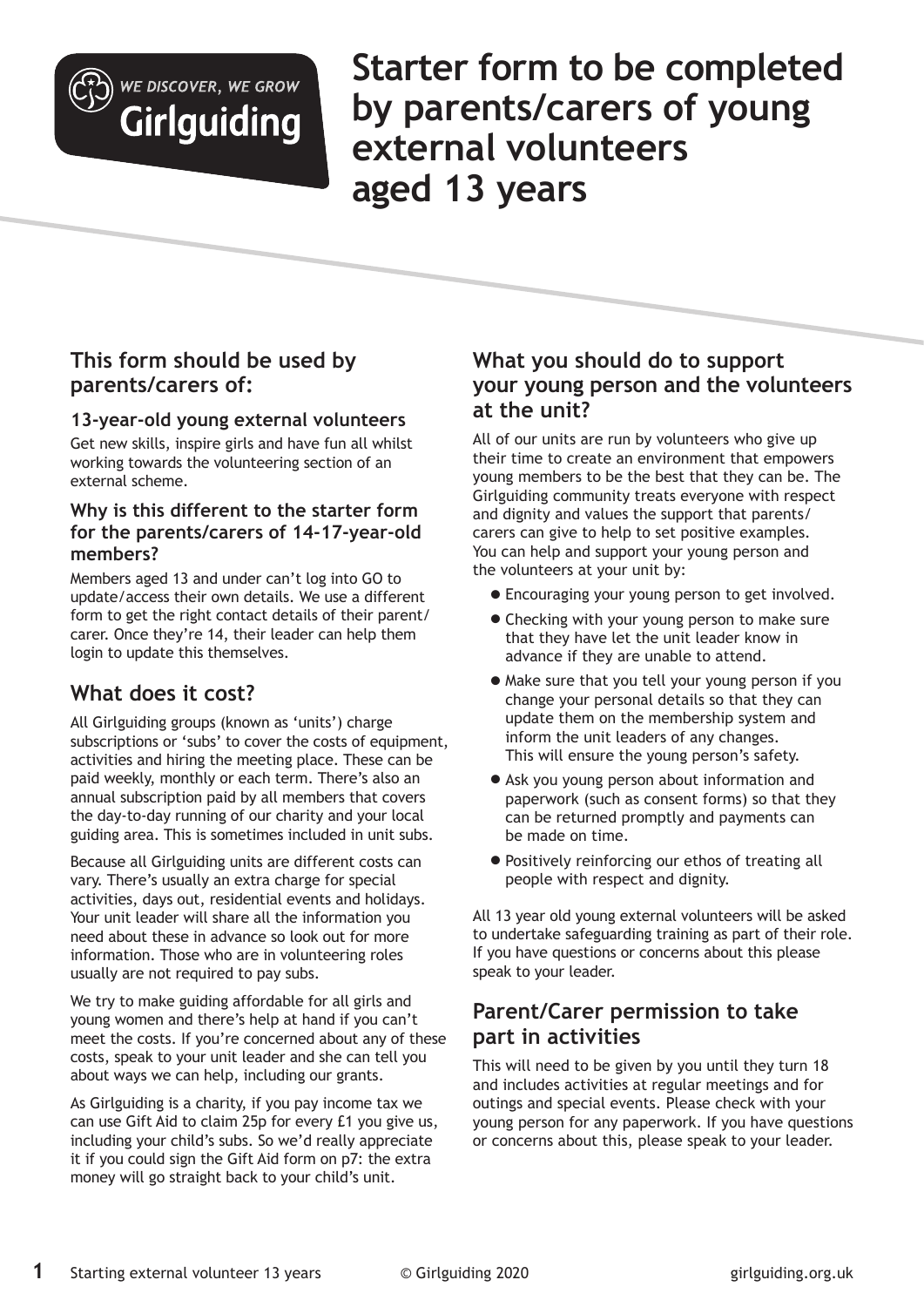WE DISCOVER, WE GROW

Girlguiding

# Starter form to be completed by parents/carers of young external volunteers aged 13 years

## This form should be used by parents/carers of:

### 13-year-old young external volunteers

Get new skills, inspire girls and have fun all whilst working towards the volunteering section of an external scheme.

### Why is this different to the starter form for the parents/carers of 14-17-year-old members?

Members aged 13 and under can't log into GO to update/access their own details. We use a different form to get the right contact details of their parent/carer. Once they're 14, their leader can help them login to update this themselves.

## What does it cost?

All Girlguiding groups (known as 'units') charge subscriptions or 'subs' to cover the costs of equipment, activities and hiring the meeting place. These can be paid weekly, monthly or each term. There's also an annual subscription paid by all members that covers the day-to-day running of our charity and your local guiding area. This is sometimes included in unit subs.

Because all Girlguiding units are different costs can vary. There's usually an extra charge for special activities, days out, residential events and holidays. Your unit leader will share all the information you need about these in advance so look out for more information. Those who are in volunteering roles usually are not required to pay subs.

We try to make guiding affordable for all girls and young women and there's help at hand if you can't meet the costs. If you're concerned about any of these costs, speak to your unit leader and she can tell you about ways we can help, including our grants.

As Girlguiding is a charity, if you pay income tax we can use Gift Aid to claim 25p for every £1 you give us, including your child's subs. So we'd really appreciate it if you could sign the Gift Aid form on p7: the extra money will go straight back to your child's unit.

## What you should do to support your young person and the volunteers at the unit?

All of our units are run by volunteers who give up their time to create an environment that empowers young members to be the best that they can be. The Girlguiding community treats everyone with respect and dignity and values the support that parents/carers can give to help to set positive examples. You can help and support your young person and the volunteers at your unit by:

- Encouraging your young person to get involved.
- Checking with your young person to make sure that they have let the unit leader know in advance if they are unable to attend.
- Make sure that you tell your young person if you change your personal details so that they can update them on the membership system and inform the unit leaders of any changes. This will ensure the young person's safety.
- Ask you young person about information and paperwork (such as consent forms) so that they can be returned promptly and payments can be made on time.
- Positively reinforcing our ethos of treating all people with respect and dignity.

All 13 year old young external volunteers will be asked to undertake safeguarding training as part of their role. If you have questions or concerns about this please speak to your leader.

## Parent/Carer permission to take part in activities

This will need to be given by you until they turn 18 and includes activities at regular meetings and for outings and special events. Please check with your young person for any paperwork. If you have questions or concerns about this, please speak to your leader.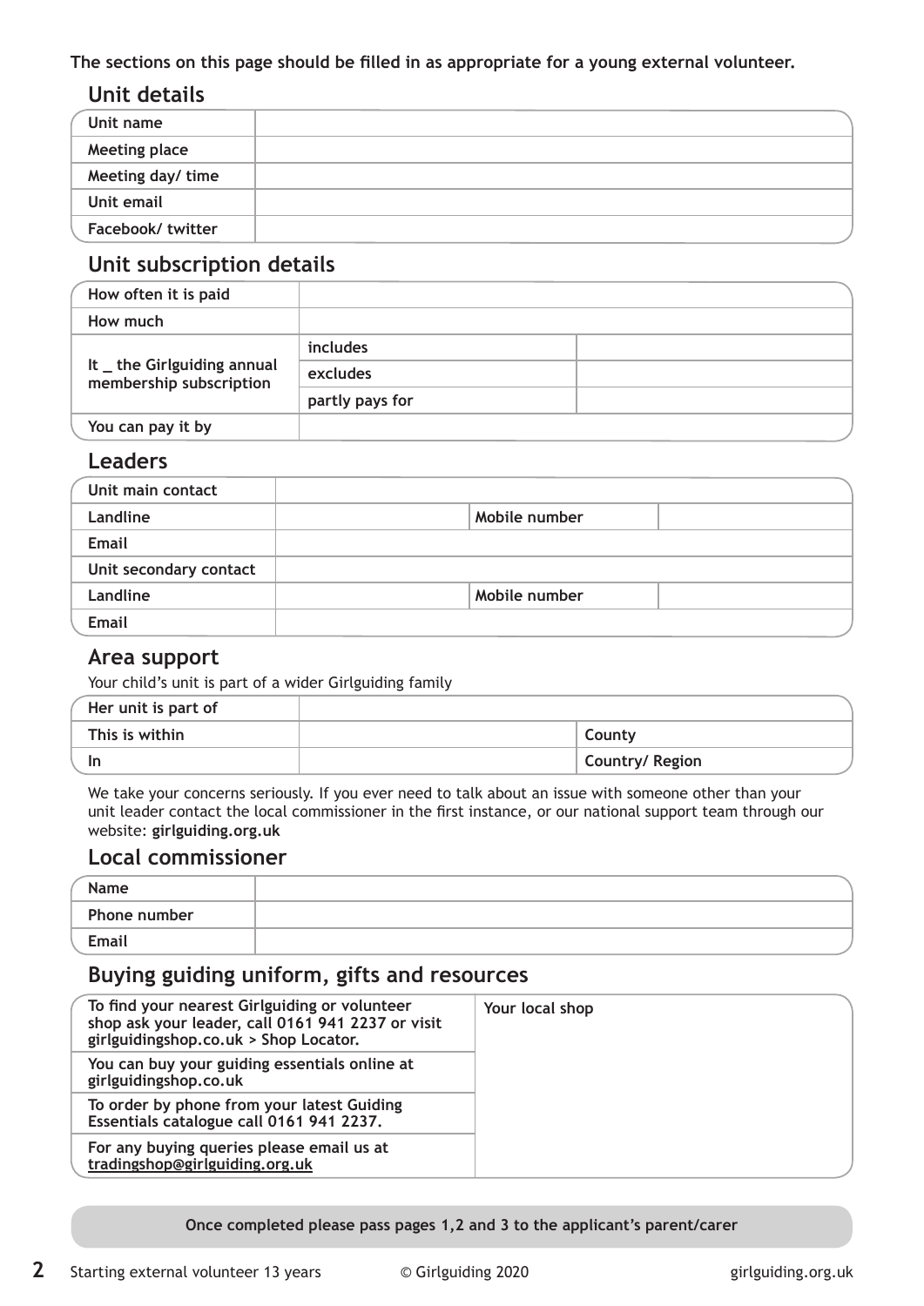**The sections on this page should be filled in as appropriate for a young external volunteer.**

## Unit details

| | |
|---|---|
| **Unit name** | |
| **Meeting place** | |
| **Meeting day/ time** | |
| **Unit email** | |
| **Facebook/ twitter** | |

## Unit subscription details

| | | |
|---|---|---|
| **How often it is paid** | | |
| **How much** | | |
| **It _ the Girlguiding annual membership subscription** | **includes** | |
| | **excludes** | |
| | **partly pays for** | |
| **You can pay it by** | | |

## Leaders

| | | | |
|---|---|---|---|
| **Unit main contact** | | | |
| **Landline** | | **Mobile number** | |
| **Email** | | | |
| **Unit secondary contact** | | | |
| **Landline** | | **Mobile number** | |
| **Email** | | | |

## Area support

Your child's unit is part of a wider Girlguiding family

| | | |
|---|---|---|
| **Her unit is part of** | | |
| **This is within** | | **County** |
| **In** | | **Country/ Region** |

We take your concerns seriously. If you ever need to talk about an issue with someone other than your unit leader contact the local commissioner in the first instance, or our national support team through our website: **girlguiding.org.uk**

## Local commissioner

| | |
|---|---|
| **Name** | |
| **Phone number** | |
| **Email** | |

## Buying guiding uniform, gifts and resources

| | |
|---|---|
| **To find your nearest Girlguiding or volunteer shop ask your leader, call 0161 941 2237 or visit girlguidingshop.co.uk > Shop Locator.** | **Your local shop** |
| **You can buy your guiding essentials online at girlguidingshop.co.uk** | |
| **To order by phone from your latest Guiding Essentials catalogue call 0161 941 2237.** | |
| **For any buying queries please email us at tradingshop@girlguiding.org.uk** | |

**Once completed please pass pages 1,2 and 3 to the applicant's parent/carer**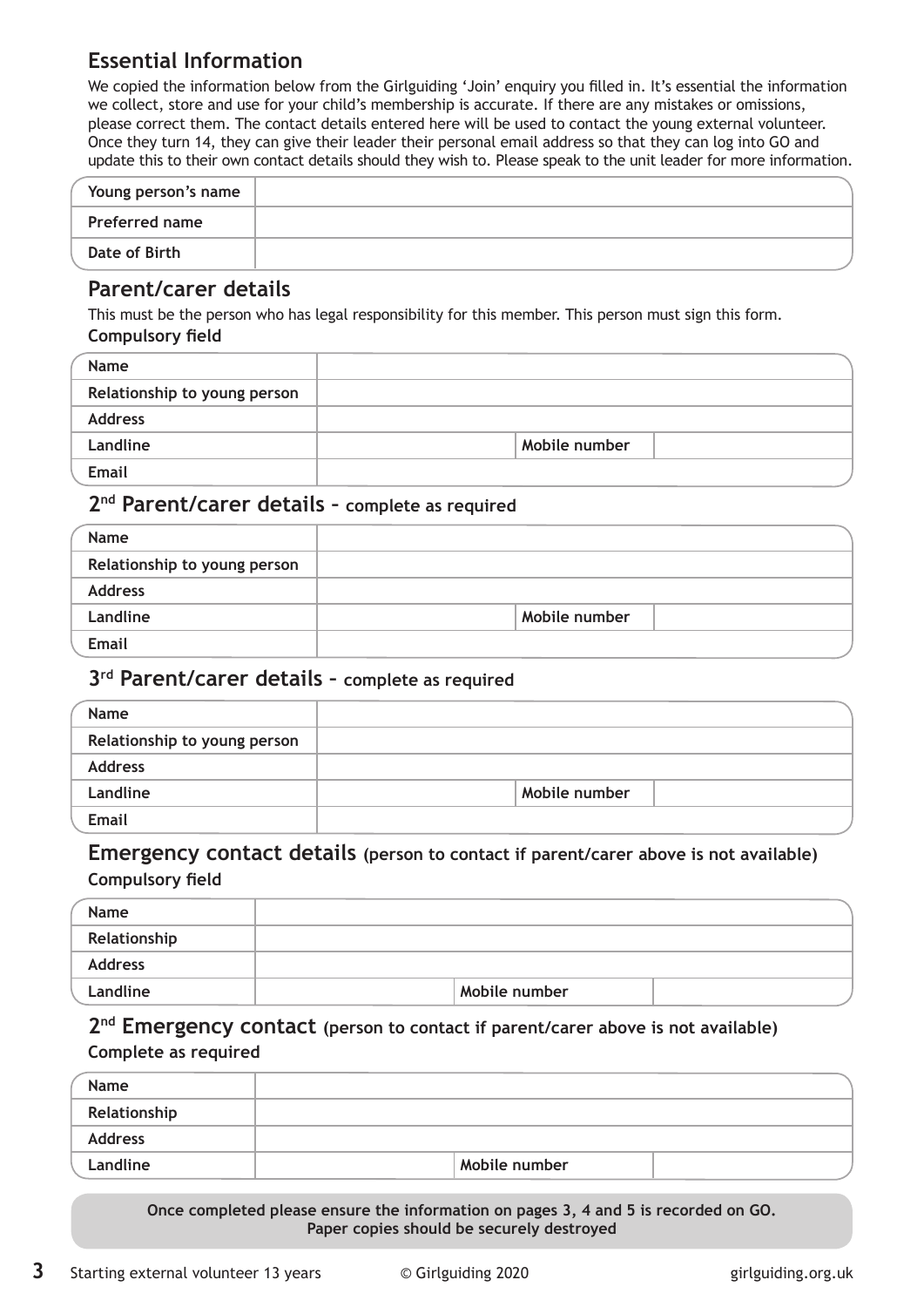## Essential Information

We copied the information below from the Girlguiding 'Join' enquiry you filled in. It's essential the information we collect, store and use for your child's membership is accurate. If there are any mistakes or omissions, please correct them. The contact details entered here will be used to contact the young external volunteer. Once they turn 14, they can give their leader their personal email address so that they can log into GO and update this to their own contact details should they wish to. Please speak to the unit leader for more information.

| | |
|---|---|
| **Young person's name** | |
| **Preferred name** | |
| **Date of Birth** | |

## Parent/carer details

This must be the person who has legal responsibility for this member. This person must sign this form.

**Compulsory field**

| | | | |
|---|---|---|---|
| **Name** | | | |
| **Relationship to young person** | | | |
| **Address** | | | |
| **Landline** | | **Mobile number** | |
| **Email** | | | |

## 2nd Parent/carer details – complete as required

| | | | |
|---|---|---|---|
| **Name** | | | |
| **Relationship to young person** | | | |
| **Address** | | | |
| **Landline** | | **Mobile number** | |
| **Email** | | | |

## 3rd Parent/carer details – complete as required

| | | | |
|---|---|---|---|
| **Name** | | | |
| **Relationship to young person** | | | |
| **Address** | | | |
| **Landline** | | **Mobile number** | |
| **Email** | | | |

## Emergency contact details (person to contact if parent/carer above is not available)

**Compulsory field**

| | | | |
|---|---|---|---|
| **Name** | | | |
| **Relationship** | | | |
| **Address** | | | |
| **Landline** | | **Mobile number** | |

## 2nd Emergency contact (person to contact if parent/carer above is not available)

**Complete as required**

| | | | |
|---|---|---|---|
| **Name** | | | |
| **Relationship** | | | |
| **Address** | | | |
| **Landline** | | **Mobile number** | |

**Once completed please ensure the information on pages 3, 4 and 5 is recorded on GO. Paper copies should be securely destroyed**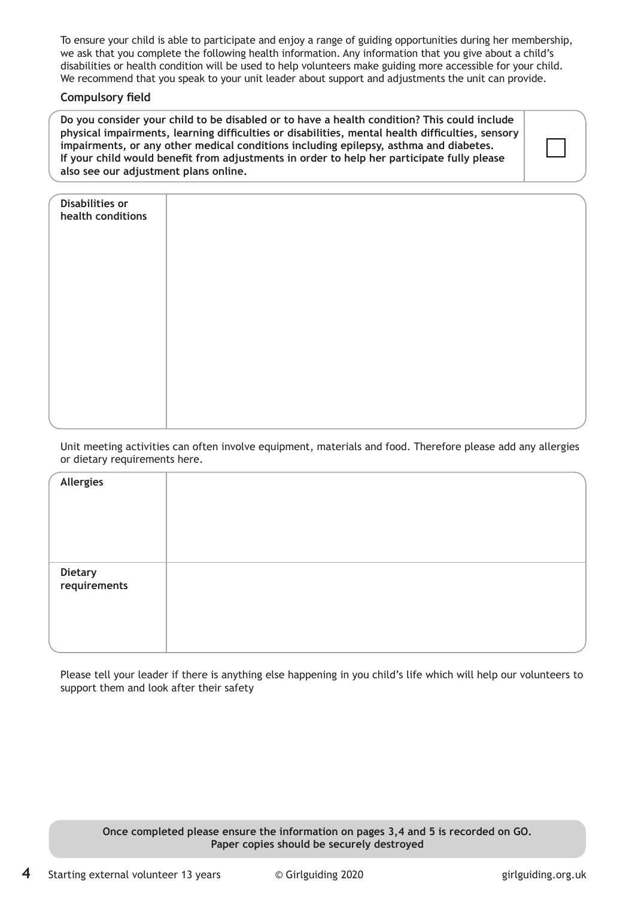To ensure your child is able to participate and enjoy a range of guiding opportunities during her membership, we ask that you complete the following health information. Any information that you give about a child's disabilities or health condition will be used to help volunteers make guiding more accessible for your child. We recommend that you speak to your unit leader about support and adjustments the unit can provide.

**Compulsory field**

| **Do you consider your child to be disabled or to have a health condition? This could include physical impairments, learning difficulties or disabilities, mental health difficulties, sensory impairments, or any other medical conditions including epilepsy, asthma and diabetes. If your child would benefit from adjustments in order to help her participate fully please also see our adjustment plans online.** | ☐ |
|---|---|

| **Disabilities or health conditions** | |
|---|---|

Unit meeting activities can often involve equipment, materials and food. Therefore please add any allergies or dietary requirements here.

| **Allergies** | |
|---|---|
| **Dietary requirements** | |

Please tell your leader if there is anything else happening in you child's life which will help our volunteers to support them and look after their safety

**Once completed please ensure the information on pages 3,4 and 5 is recorded on GO. Paper copies should be securely destroyed**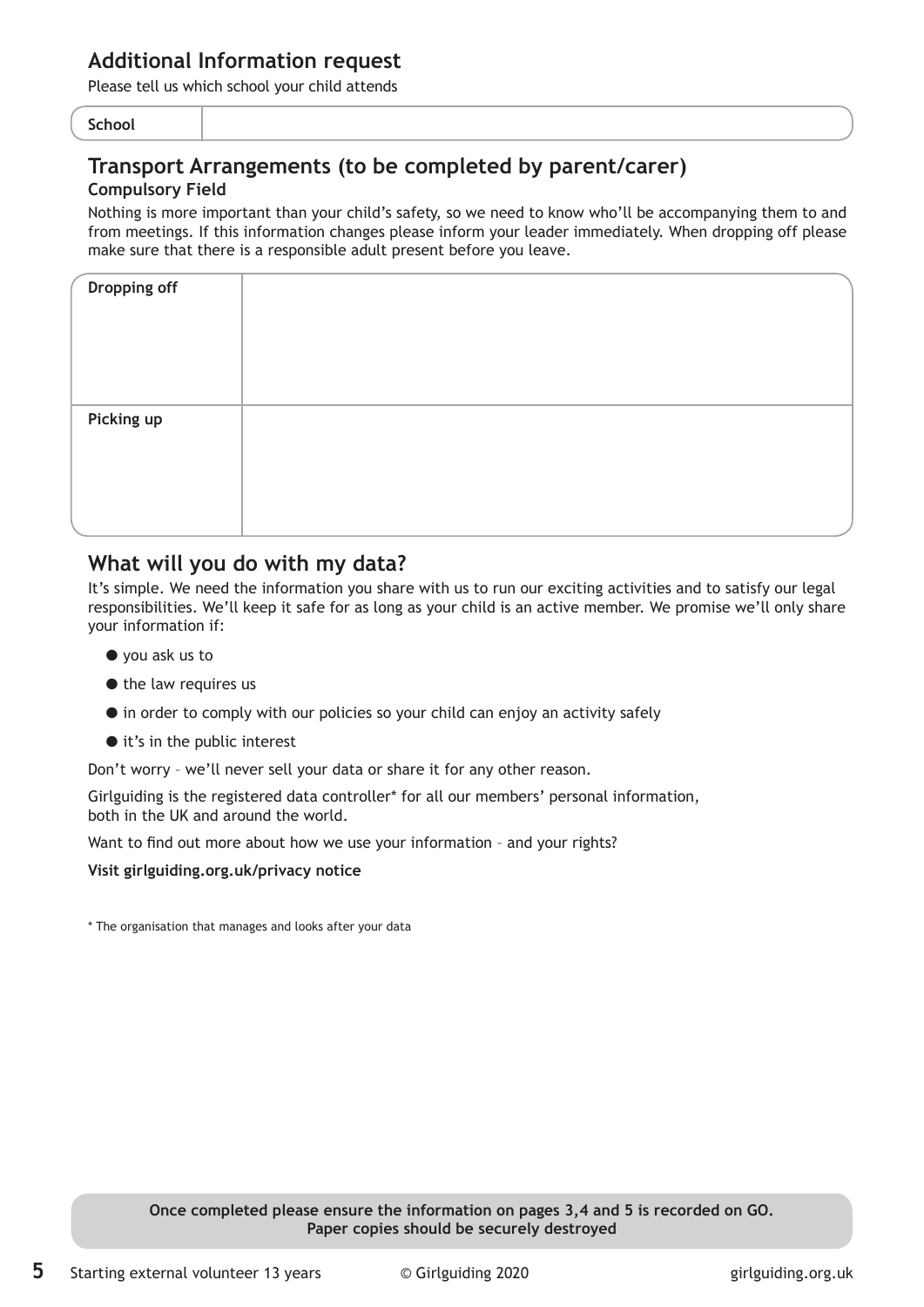## Additional Information request

Please tell us which school your child attends

| School | |
|---|---|

## Transport Arrangements (to be completed by parent/carer)

**Compulsory Field**

Nothing is more important than your child's safety, so we need to know who'll be accompanying them to and from meetings. If this information changes please inform your leader immediately. When dropping off please make sure that there is a responsible adult present before you leave.

| Dropping off | |
|---|---|
| Picking up | |

## What will you do with my data?

It's simple. We need the information you share with us to run our exciting activities and to satisfy our legal responsibilities. We'll keep it safe for as long as your child is an active member. We promise we'll only share your information if:

- you ask us to
- the law requires us
- in order to comply with our policies so your child can enjoy an activity safely
- it's in the public interest

Don't worry – we'll never sell your data or share it for any other reason.

Girlguiding is the registered data controller* for all our members' personal information, both in the UK and around the world.

Want to find out more about how we use your information – and your rights?

**Visit girlguiding.org.uk/privacy notice**

* The organisation that manages and looks after your data

**Once completed please ensure the information on pages 3,4 and 5 is recorded on GO. Paper copies should be securely destroyed**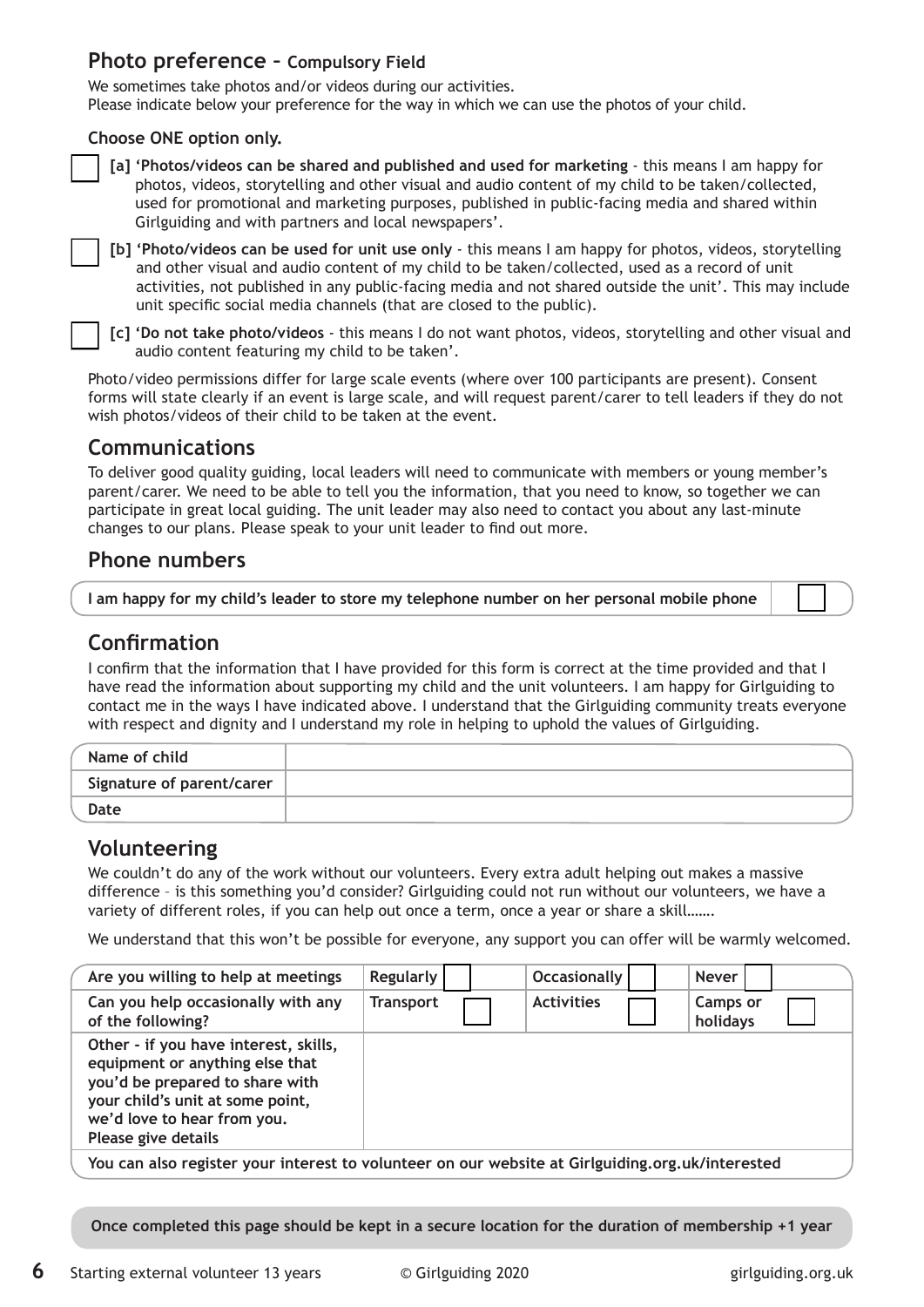## Photo preference – Compulsory Field

We sometimes take photos and/or videos during our activities.
Please indicate below your preference for the way in which we can use the photos of your child.

**Choose ONE option only.**

☐ **[a] 'Photos/videos can be shared and published and used for marketing** - this means I am happy for photos, videos, storytelling and other visual and audio content of my child to be taken/collected, used for promotional and marketing purposes, published in public-facing media and shared within Girlguiding and with partners and local newspapers'.

☐ **[b] 'Photo/videos can be used for unit use only** - this means I am happy for photos, videos, storytelling and other visual and audio content of my child to be taken/collected, used as a record of unit activities, not published in any public-facing media and not shared outside the unit'. This may include unit specific social media channels (that are closed to the public).

☐ **[c] 'Do not take photo/videos** - this means I do not want photos, videos, storytelling and other visual and audio content featuring my child to be taken'.

Photo/video permissions differ for large scale events (where over 100 participants are present). Consent forms will state clearly if an event is large scale, and will request parent/carer to tell leaders if they do not wish photos/videos of their child to be taken at the event.

## Communications

To deliver good quality guiding, local leaders will need to communicate with members or young member's parent/carer. We need to be able to tell you the information, that you need to know, so together we can participate in great local guiding. The unit leader may also need to contact you about any last-minute changes to our plans. Please speak to your unit leader to find out more.

## Phone numbers

| **I am happy for my child's leader to store my telephone number on her personal mobile phone** | ☐ |
|---|---|

## Confirmation

I confirm that the information that I have provided for this form is correct at the time provided and that I have read the information about supporting my child and the unit volunteers. I am happy for Girlguiding to contact me in the ways I have indicated above. I understand that the Girlguiding community treats everyone with respect and dignity and I understand my role in helping to uphold the values of Girlguiding.

| **Name of child** | |
|---|---|
| **Signature of parent/carer** | |
| **Date** | |

## Volunteering

We couldn't do any of the work without our volunteers. Every extra adult helping out makes a massive difference – is this something you'd consider? Girlguiding could not run without our volunteers, we have a variety of different roles, if you can help out once a term, once a year or share a skill…….

We understand that this won't be possible for everyone, any support you can offer will be warmly welcomed.

| **Are you willing to help at meetings** | **Regularly** ☐ | **Occasionally** ☐ | **Never** ☐ |
|---|---|---|---|
| **Can you help occasionally with any of the following?** | **Transport** ☐ | **Activities** ☐ | **Camps or holidays** ☐ |
| **Other - if you have interest, skills, equipment or anything else that you'd be prepared to share with your child's unit at some point, we'd love to hear from you. Please give details** | | | |
| **You can also register your interest to volunteer on our website at Girlguiding.org.uk/interested** | | | |

**Once completed this page should be kept in a secure location for the duration of membership +1 year**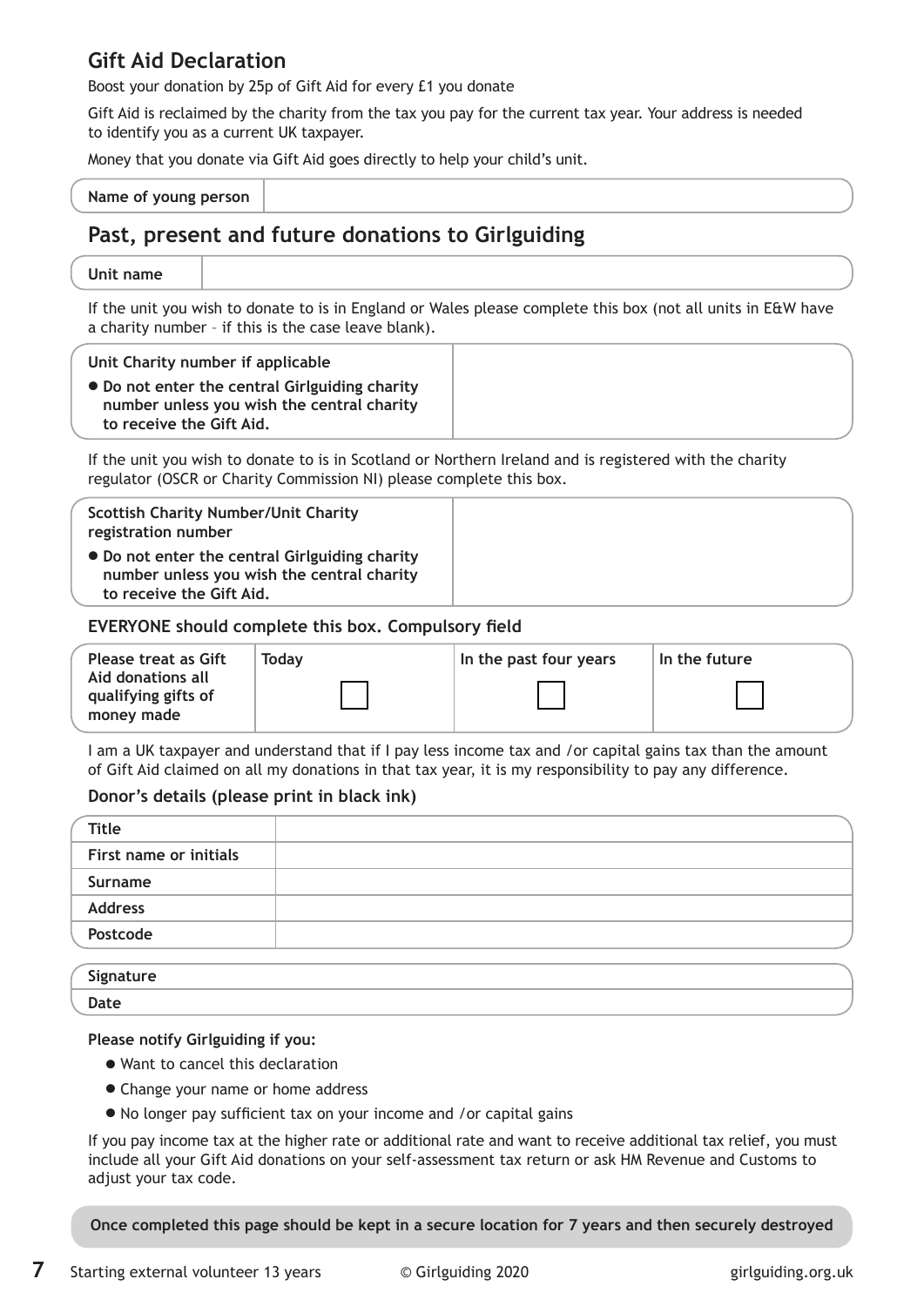## Gift Aid Declaration

Boost your donation by 25p of Gift Aid for every £1 you donate

Gift Aid is reclaimed by the charity from the tax you pay for the current tax year. Your address is needed to identify you as a current UK taxpayer.

Money that you donate via Gift Aid goes directly to help your child's unit.

| | |
|---|---|
| **Name of young person** | |

## Past, present and future donations to Girlguiding

| | |
|---|---|
| **Unit name** | |

If the unit you wish to donate to is in England or Wales please complete this box (not all units in E&W have a charity number – if this is the case leave blank).

| | |
|---|---|
| **Unit Charity number if applicable**<br>• **Do not enter the central Girlguiding charity number unless you wish the central charity to receive the Gift Aid.** | |

If the unit you wish to donate to is in Scotland or Northern Ireland and is registered with the charity regulator (OSCR or Charity Commission NI) please complete this box.

| | |
|---|---|
| **Scottish Charity Number/Unit Charity registration number**<br>• **Do not enter the central Girlguiding charity number unless you wish the central charity to receive the Gift Aid.** | |

**EVERYONE should complete this box. Compulsory field**

| **Please treat as Gift Aid donations all qualifying gifts of money made** | **Today** | **In the past four years** | **In the future** |
|---|---|---|---|
| | ☐ | ☐ | ☐ |

I am a UK taxpayer and understand that if I pay less income tax and /or capital gains tax than the amount of Gift Aid claimed on all my donations in that tax year, it is my responsibility to pay any difference.

**Donor's details (please print in black ink)**

| | |
|---|---|
| **Title** | |
| **First name or initials** | |
| **Surname** | |
| **Address** | |
| **Postcode** | |

| | |
|---|---|
| **Signature** | |
| **Date** | |

**Please notify Girlguiding if you:**

- Want to cancel this declaration
- Change your name or home address
- No longer pay sufficient tax on your income and /or capital gains

If you pay income tax at the higher rate or additional rate and want to receive additional tax relief, you must include all your Gift Aid donations on your self-assessment tax return or ask HM Revenue and Customs to adjust your tax code.

**Once completed this page should be kept in a secure location for 7 years and then securely destroyed**